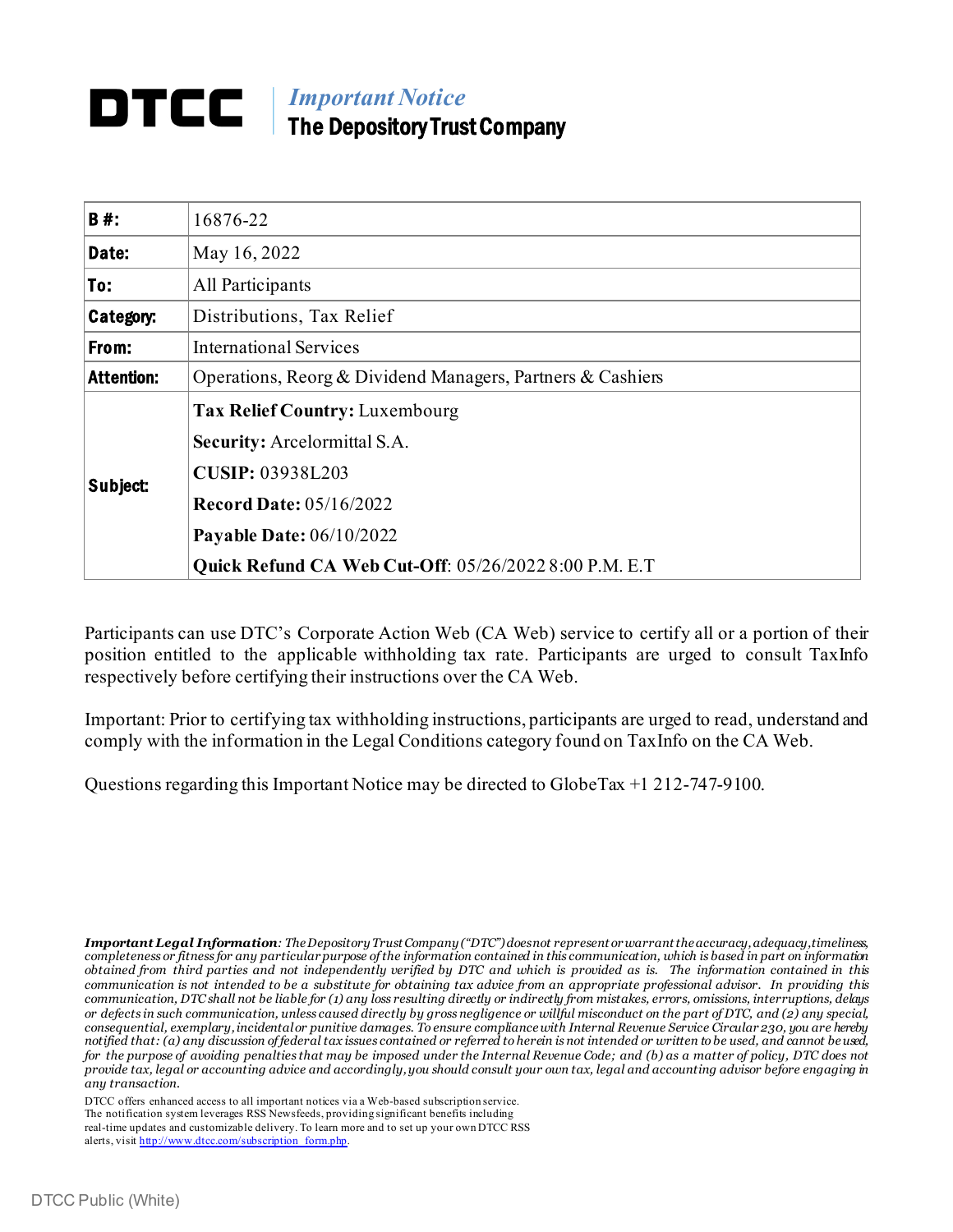# DTCC

## *Important Notice*
## The Depository Trust Company

| | |
|---|---|
| **B #:** | 16876-22 |
| **Date:** | May 16, 2022 |
| **To:** | All Participants |
| **Category:** | Distributions, Tax Relief |
| **From:** | International Services |
| **Attention:** | Operations, Reorg & Dividend Managers, Partners & Cashiers |
| **Subject:** | **Tax Relief Country:** Luxembourg<br>**Security:** Arcelormittal S.A.<br>**CUSIP:** 03938L203<br>**Record Date:** 05/16/2022<br>**Payable Date:** 06/10/2022<br>**Quick Refund CA Web Cut-Off**: 05/26/2022 8:00 P.M. E.T |

Participants can use DTC's Corporate Action Web (CA Web) service to certify all or a portion of their position entitled to the applicable withholding tax rate. Participants are urged to consult TaxInfo respectively before certifying their instructions over the CA Web.

Important: Prior to certifying tax withholding instructions, participants are urged to read, understand and comply with the information in the Legal Conditions category found on TaxInfo on the CA Web.

Questions regarding this Important Notice may be directed to GlobeTax +1 212-747-9100.

***Important Legal Information****: The Depository Trust Company ("DTC") does not represent or warrant the accuracy, adequacy, timeliness, completeness or fitness for any particular purpose of the information contained in this communication, which is based in part on information obtained from third parties and not independently verified by DTC and which is provided as is. The information contained in this communication is not intended to be a substitute for obtaining tax advice from an appropriate professional advisor. In providing this communication, DTC shall not be liable for (1) any loss resulting directly or indirectly from mistakes, errors, omissions, interruptions, delays or defects in such communication, unless caused directly by gross negligence or willful misconduct on the part of DTC, and (2) any special, consequential, exemplary, incidental or punitive damages. To ensure compliance with Internal Revenue Service Circular 230, you are hereby notified that: (a) any discussion of federal tax issues contained or referred to herein is not intended or written to be used, and cannot be used, for the purpose of avoiding penalties that may be imposed under the Internal Revenue Code; and (b) as a matter of policy, DTC does not provide tax, legal or accounting advice and accordingly, you should consult your own tax, legal and accounting advisor before engaging in any transaction.*

DTCC offers enhanced access to all important notices via a Web-based subscription service. The notification system leverages RSS Newsfeeds, providing significant benefits including real-time updates and customizable delivery. To learn more and to set up your own DTCC RSS alerts, visit http://www.dtcc.com/subscription_form.php.

DTCC Public (White)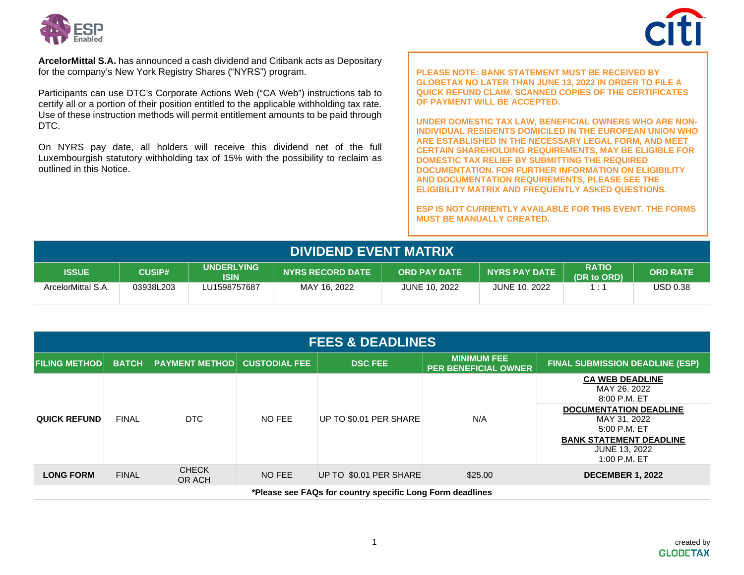**ArcelorMittal S.A.** has announced a cash dividend and Citibank acts as Depositary for the company's New York Registry Shares ("NYRS") program.

Participants can use DTC's Corporate Actions Web ("CA Web") instructions tab to certify all or a portion of their position entitled to the applicable withholding tax rate. Use of these instruction methods will permit entitlement amounts to be paid through DTC.

On NYRS pay date, all holders will receive this dividend net of the full Luxembourgish statutory withholding tax of 15% with the possibility to reclaim as outlined in this Notice.

**PLEASE NOTE: BANK STATEMENT MUST BE RECEIVED BY GLOBETAX NO LATER THAN JUNE 13, 2022 IN ORDER TO FILE A QUICK REFUND CLAIM. SCANNED COPIES OF THE CERTIFICATES OF PAYMENT WILL BE ACCEPTED.**

**UNDER DOMESTIC TAX LAW, BENEFICIAL OWNERS WHO ARE NON-INDIVIDUAL RESIDENTS DOMICILED IN THE EUROPEAN UNION WHO ARE ESTABLISHED IN THE NECESSARY LEGAL FORM, AND MEET CERTAIN SHAREHOLDING REQUIREMENTS, MAY BE ELIGIBLE FOR DOMESTIC TAX RELIEF BY SUBMITTING THE REQUIRED DOCUMENTATION. FOR FURTHER INFORMATION ON ELIGIBILITY AND DOCUMENTATION REQUIREMENTS, PLEASE SEE THE ELIGIBILITY MATRIX AND FREQUENTLY ASKED QUESTIONS.**

**ESP IS NOT CURRENTLY AVAILABLE FOR THIS EVENT. THE FORMS MUST BE MANUALLY CREATED.**

## DIVIDEND EVENT MATRIX

| ISSUE | CUSIP# | UNDERLYING ISIN | NYRS RECORD DATE | ORD PAY DATE | NYRS PAY DATE | RATIO (DR to ORD) | ORD RATE |
|---|---|---|---|---|---|---|---|
| ArcelorMittal S.A. | 03938L203 | LU1598757687 | MAY 16, 2022 | JUNE 10, 2022 | JUNE 10, 2022 | 1 : 1 | USD 0.38 |

## FEES & DEADLINES

| FILING METHOD | BATCH | PAYMENT METHOD | CUSTODIAL FEE | DSC FEE | MINIMUM FEE PER BENEFICIAL OWNER | FINAL SUBMISSION DEADLINE (ESP) |
|---|---|---|---|---|---|---|
| **QUICK REFUND** | FINAL | DTC | NO FEE | UP TO $0.01 PER SHARE | N/A | **CA WEB DEADLINE** MAY 26, 2022 8:00 P.M. ET<br>**DOCUMENTATION DEADLINE** MAY 31, 2022 5:00 P.M. ET<br>**BANK STATEMENT DEADLINE** JUNE 13, 2022 1:00 P.M. ET |
| **LONG FORM** | FINAL | CHECK OR ACH | NO FEE | UP TO $0.01 PER SHARE | $25.00 | **DECEMBER 1, 2022** |

**\*Please see FAQs for country specific Long Form deadlines**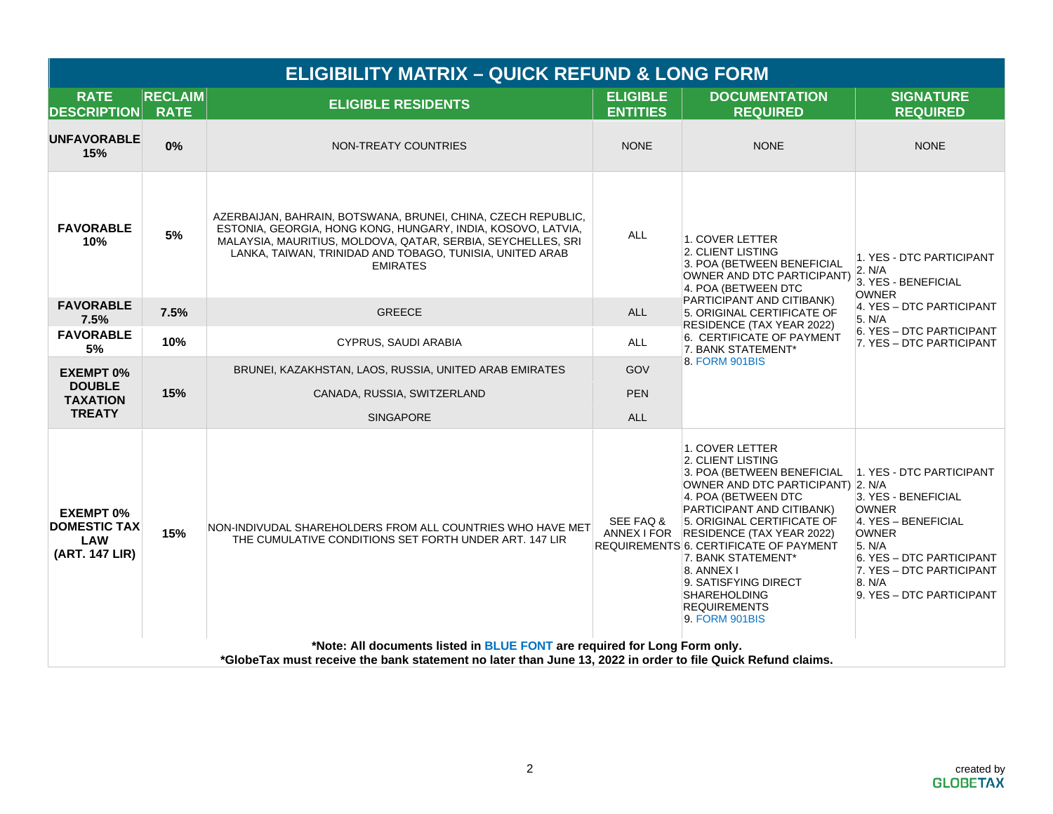# ELIGIBILITY MATRIX – QUICK REFUND & LONG FORM

| RATE DESCRIPTION | RECLAIM RATE | ELIGIBLE RESIDENTS | ELIGIBLE ENTITIES | DOCUMENTATION REQUIRED | SIGNATURE REQUIRED |
|---|---|---|---|---|---|
| **UNFAVORABLE 15%** | **0%** | NON-TREATY COUNTRIES | NONE | NONE | NONE |
| **FAVORABLE 10%** | **5%** | AZERBAIJAN, BAHRAIN, BOTSWANA, BRUNEI, CHINA, CZECH REPUBLIC, ESTONIA, GEORGIA, HONG KONG, HUNGARY, INDIA, KOSOVO, LATVIA, MALAYSIA, MAURITIUS, MOLDOVA, QATAR, SERBIA, SEYCHELLES, SRI LANKA, TAIWAN, TRINIDAD AND TOBAGO, TUNISIA, UNITED ARAB EMIRATES | ALL | 1. COVER LETTER<br>2. CLIENT LISTING<br>3. POA (BETWEEN BENEFICIAL OWNER AND DTC PARTICIPANT)<br>4. POA (BETWEEN DTC PARTICIPANT AND CITIBANK)<br>5. ORIGINAL CERTIFICATE OF RESIDENCE (TAX YEAR 2022)<br>6. CERTIFICATE OF PAYMENT<br>7. BANK STATEMENT*<br>8. FORM 901BIS | 1. YES - DTC PARTICIPANT<br>2. N/A<br>3. YES - BENEFICIAL OWNER<br>4. YES – DTC PARTICIPANT<br>5. N/A<br>6. YES – DTC PARTICIPANT<br>7. YES – DTC PARTICIPANT |
| **FAVORABLE 7.5%** | **7.5%** | GREECE | ALL | | |
| **FAVORABLE 5%** | **10%** | CYPRUS, SAUDI ARABIA | ALL | | |
| **EXEMPT 0% DOUBLE TAXATION TREATY** | **15%** | BRUNEI, KAZAKHSTAN, LAOS, RUSSIA, UNITED ARAB EMIRATES | GOV | | |
| | | CANADA, RUSSIA, SWITZERLAND | PEN | | |
| | | SINGAPORE | ALL | | |
| **EXEMPT 0% DOMESTIC TAX LAW (ART. 147 LIR)** | **15%** | NON-INDIVUDAL SHAREHOLDERS FROM ALL COUNTRIES WHO HAVE MET THE CUMULATIVE CONDITIONS SET FORTH UNDER ART. 147 LIR | SEE FAQ & ANNEX I FOR REQUIREMENTS | 1. COVER LETTER<br>2. CLIENT LISTING<br>3. POA (BETWEEN BENEFICIAL OWNER AND DTC PARTICIPANT)<br>4. POA (BETWEEN DTC PARTICIPANT AND CITIBANK)<br>5. ORIGINAL CERTIFICATE OF RESIDENCE (TAX YEAR 2022)<br>6. CERTIFICATE OF PAYMENT<br>7. BANK STATEMENT*<br>8. ANNEX I<br>9. SATISFYING DIRECT SHAREHOLDING REQUIREMENTS<br>9. FORM 901BIS | 1. YES - DTC PARTICIPANT<br>2. N/A<br>3. YES - BENEFICIAL OWNER<br>4. YES – BENEFICIAL OWNER<br>5. N/A<br>6. YES – DTC PARTICIPANT<br>7. YES – DTC PARTICIPANT<br>8. N/A<br>9. YES – DTC PARTICIPANT |

**\*Note: All documents listed in BLUE FONT are required for Long Form only.**

**\*GlobeTax must receive the bank statement no later than June 13, 2022 in order to file Quick Refund claims.**

created by GLOBETAX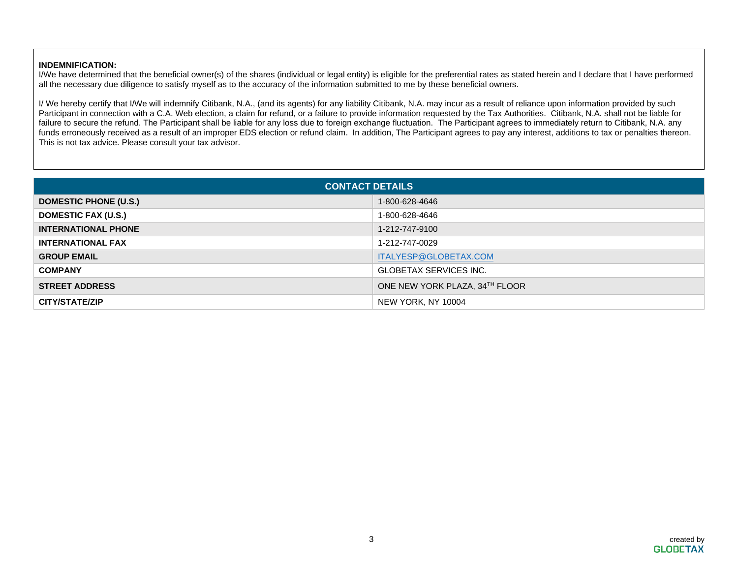**INDEMNIFICATION:**
I/We have determined that the beneficial owner(s) of the shares (individual or legal entity) is eligible for the preferential rates as stated herein and I declare that I have performed all the necessary due diligence to satisfy myself as to the accuracy of the information submitted to me by these beneficial owners.

I/ We hereby certify that I/We will indemnify Citibank, N.A., (and its agents) for any liability Citibank, N.A. may incur as a result of reliance upon information provided by such Participant in connection with a C.A. Web election, a claim for refund, or a failure to provide information requested by the Tax Authorities. Citibank, N.A. shall not be liable for failure to secure the refund. The Participant shall be liable for any loss due to foreign exchange fluctuation. The Participant agrees to immediately return to Citibank, N.A. any funds erroneously received as a result of an improper EDS election or refund claim. In addition, The Participant agrees to pay any interest, additions to tax or penalties thereon. This is not tax advice. Please consult your tax advisor.

| CONTACT DETAILS | |
|---|---|
| **DOMESTIC PHONE (U.S.)** | 1-800-628-4646 |
| **DOMESTIC FAX (U.S.)** | 1-800-628-4646 |
| **INTERNATIONAL PHONE** | 1-212-747-9100 |
| **INTERNATIONAL FAX** | 1-212-747-0029 |
| **GROUP EMAIL** | ITALYESP@GLOBETAX.COM |
| **COMPANY** | GLOBETAX SERVICES INC. |
| **STREET ADDRESS** | ONE NEW YORK PLAZA, 34TH FLOOR |
| **CITY/STATE/ZIP** | NEW YORK, NY 10004 |

created by GLOBETAX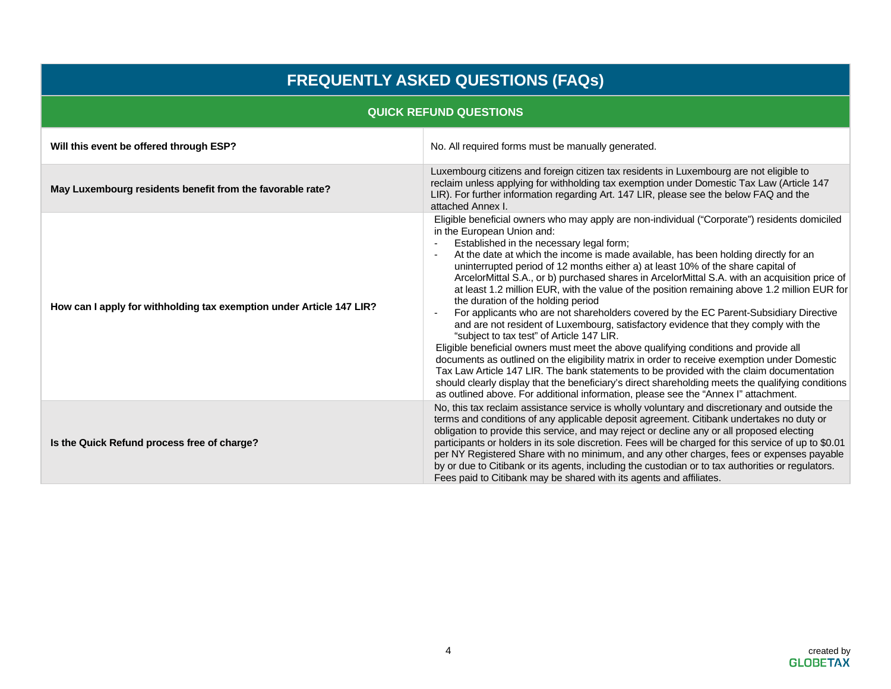# FREQUENTLY ASKED QUESTIONS (FAQs)

## QUICK REFUND QUESTIONS

| | |
|---|---|
| **Will this event be offered through ESP?** | No. All required forms must be manually generated. |
| **May Luxembourg residents benefit from the favorable rate?** | Luxembourg citizens and foreign citizen tax residents in Luxembourg are not eligible to reclaim unless applying for withholding tax exemption under Domestic Tax Law (Article 147 LIR). For further information regarding Art. 147 LIR, please see the below FAQ and the attached Annex I. |
| **How can I apply for withholding tax exemption under Article 147 LIR?** | Eligible beneficial owners who may apply are non-individual ("Corporate") residents domiciled in the European Union and:<br>- Established in the necessary legal form;<br>- At the date at which the income is made available, has been holding directly for an uninterrupted period of 12 months either a) at least 10% of the share capital of ArcelorMittal S.A., or b) purchased shares in ArcelorMittal S.A. with an acquisition price of at least 1.2 million EUR, with the value of the position remaining above 1.2 million EUR for the duration of the holding period<br>- For applicants who are not shareholders covered by the EC Parent-Subsidiary Directive and are not resident of Luxembourg, satisfactory evidence that they comply with the "subject to tax test" of Article 147 LIR.<br>Eligible beneficial owners must meet the above qualifying conditions and provide all documents as outlined on the eligibility matrix in order to receive exemption under Domestic Tax Law Article 147 LIR. The bank statements to be provided with the claim documentation should clearly display that the beneficiary's direct shareholding meets the qualifying conditions as outlined above. For additional information, please see the "Annex I" attachment. |
| **Is the Quick Refund process free of charge?** | No, this tax reclaim assistance service is wholly voluntary and discretionary and outside the terms and conditions of any applicable deposit agreement. Citibank undertakes no duty or obligation to provide this service, and may reject or decline any or all proposed electing participants or holders in its sole discretion. Fees will be charged for this service of up to $0.01 per NY Registered Share with no minimum, and any other charges, fees or expenses payable by or due to Citibank or its agents, including the custodian or to tax authorities or regulators. Fees paid to Citibank may be shared with its agents and affiliates. |